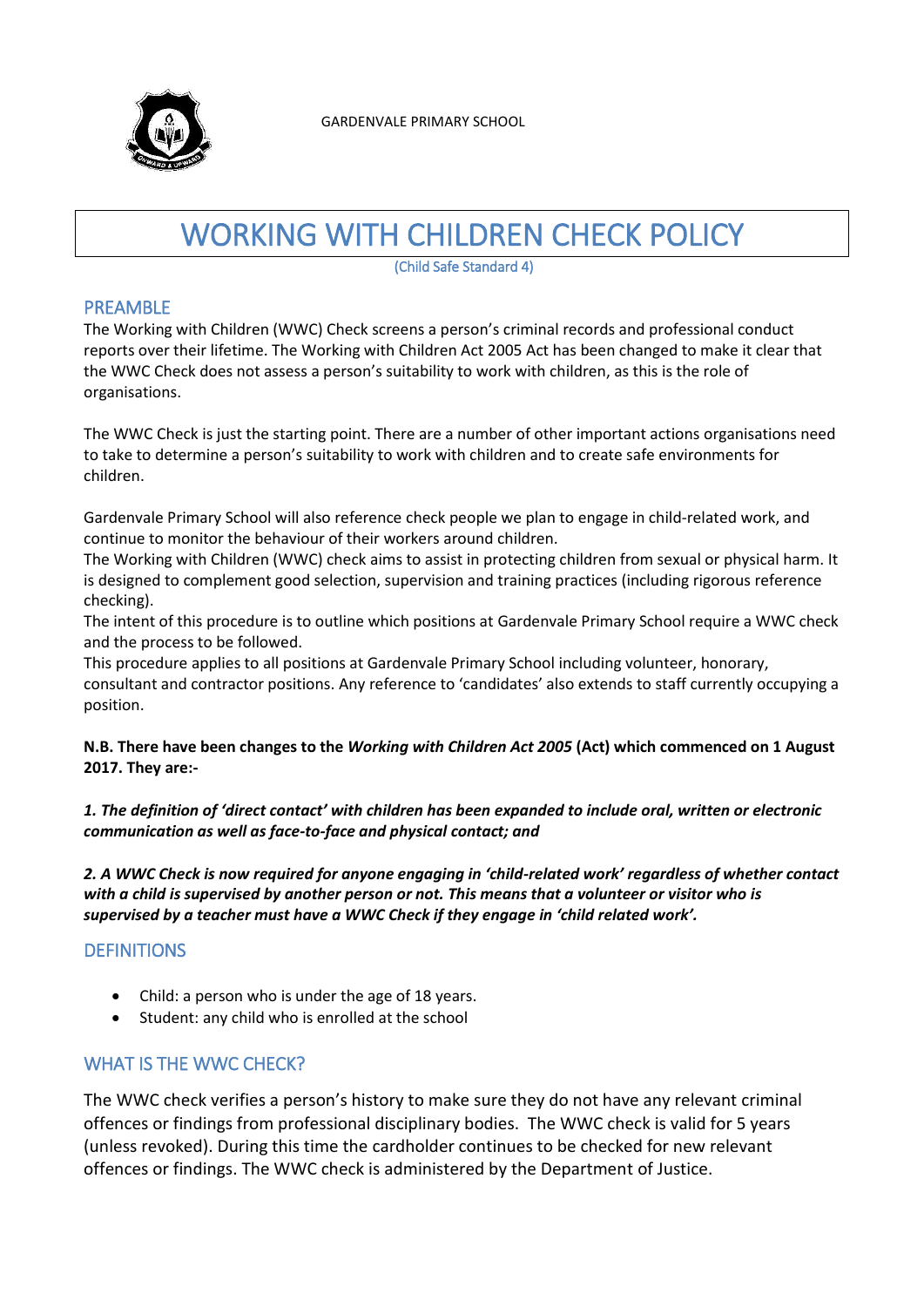GARDENVALE PRIMARY SCHOOL

# WORKING WITH CHILDREN CHECK POLICY

(Child Safe Standard 4)

## PREAMBLE

The Working with Children (WWC) Check screens a person's criminal records and professional conduct reports over their lifetime. The Working with Children Act 2005 Act has been changed to make it clear that the WWC Check does not assess a person's suitability to work with children, as this is the role of organisations.

The WWC Check is just the starting point. There are a number of other important actions organisations need to take to determine a person's suitability to work with children and to create safe environments for children.

Gardenvale Primary School will also reference check people we plan to engage in child-related work, and continue to monitor the behaviour of their workers around children.
The Working with Children (WWC) check aims to assist in protecting children from sexual or physical harm. It is designed to complement good selection, supervision and training practices (including rigorous reference checking).
The intent of this procedure is to outline which positions at Gardenvale Primary School require a WWC check and the process to be followed.
This procedure applies to all positions at Gardenvale Primary School including volunteer, honorary, consultant and contractor positions. Any reference to 'candidates' also extends to staff currently occupying a position.

**N.B. There have been changes to the *Working with Children Act 2005* (Act) which commenced on 1 August 2017. They are:-**

***1. The definition of 'direct contact' with children has been expanded to include oral, written or electronic communication as well as face-to-face and physical contact; and***

***2. A WWC Check is now required for anyone engaging in 'child-related work' regardless of whether contact with a child is supervised by another person or not. This means that a volunteer or visitor who is supervised by a teacher must have a WWC Check if they engage in 'child related work'.***

## DEFINITIONS

- Child: a person who is under the age of 18 years.
- Student: any child who is enrolled at the school

## WHAT IS THE WWC CHECK?

The WWC check verifies a person's history to make sure they do not have any relevant criminal offences or findings from professional disciplinary bodies. The WWC check is valid for 5 years (unless revoked). During this time the cardholder continues to be checked for new relevant offences or findings. The WWC check is administered by the Department of Justice.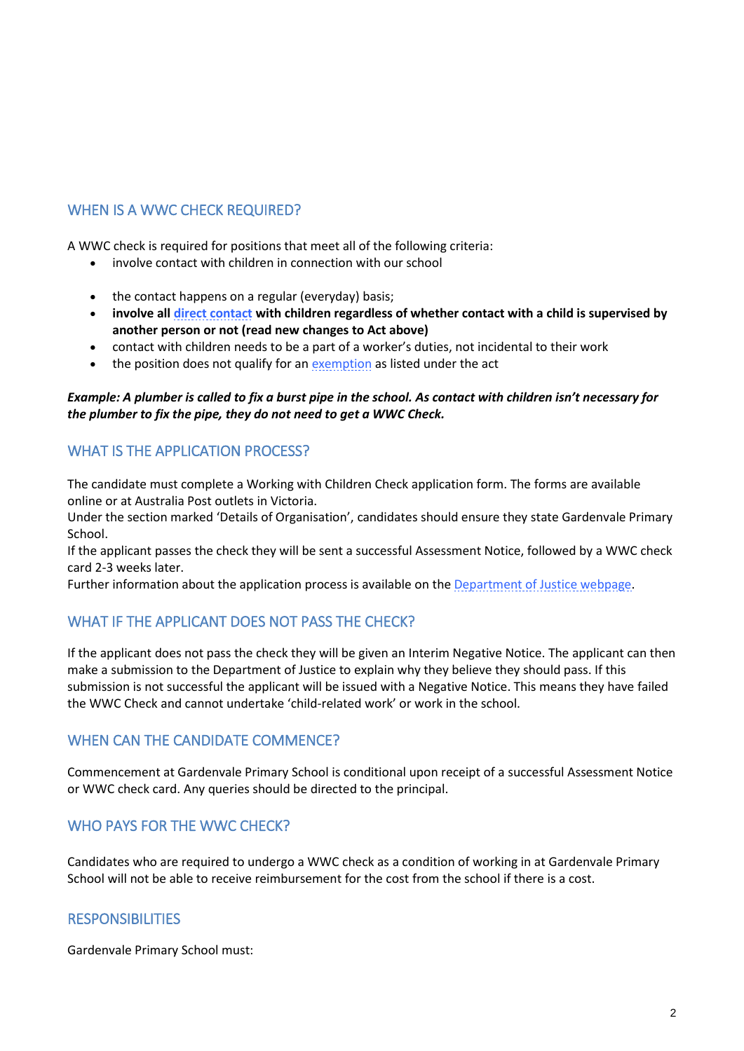## WHEN IS A WWC CHECK REQUIRED?

A WWC check is required for positions that meet all of the following criteria:

- involve contact with children in connection with our school
- the contact happens on a regular (everyday) basis;
- **involve all direct contact with children regardless of whether contact with a child is supervised by another person or not (read new changes to Act above)**
- contact with children needs to be a part of a worker's duties, not incidental to their work
- the position does not qualify for an exemption as listed under the act

***Example: A plumber is called to fix a burst pipe in the school. As contact with children isn't necessary for the plumber to fix the pipe, they do not need to get a WWC Check.***

## WHAT IS THE APPLICATION PROCESS?

The candidate must complete a Working with Children Check application form. The forms are available online or at Australia Post outlets in Victoria.
Under the section marked 'Details of Organisation', candidates should ensure they state Gardenvale Primary School.
If the applicant passes the check they will be sent a successful Assessment Notice, followed by a WWC check card 2-3 weeks later.
Further information about the application process is available on the Department of Justice webpage.

## WHAT IF THE APPLICANT DOES NOT PASS THE CHECK?

If the applicant does not pass the check they will be given an Interim Negative Notice. The applicant can then make a submission to the Department of Justice to explain why they believe they should pass. If this submission is not successful the applicant will be issued with a Negative Notice. This means they have failed the WWC Check and cannot undertake 'child-related work' or work in the school.

## WHEN CAN THE CANDIDATE COMMENCE?

Commencement at Gardenvale Primary School is conditional upon receipt of a successful Assessment Notice or WWC check card. Any queries should be directed to the principal.

## WHO PAYS FOR THE WWC CHECK?

Candidates who are required to undergo a WWC check as a condition of working in at Gardenvale Primary School will not be able to receive reimbursement for the cost from the school if there is a cost.

## RESPONSIBILITIES

Gardenvale Primary School must: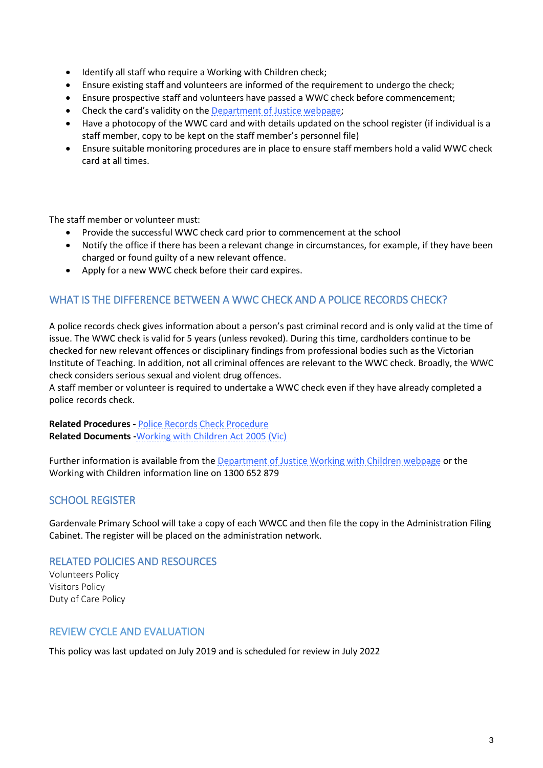- Identify all staff who require a Working with Children check;
- Ensure existing staff and volunteers are informed of the requirement to undergo the check;
- Ensure prospective staff and volunteers have passed a WWC check before commencement;
- Check the card's validity on the Department of Justice webpage;
- Have a photocopy of the WWC card and with details updated on the school register (if individual is a staff member, copy to be kept on the staff member's personnel file)
- Ensure suitable monitoring procedures are in place to ensure staff members hold a valid WWC check card at all times.

The staff member or volunteer must:

- Provide the successful WWC check card prior to commencement at the school
- Notify the office if there has been a relevant change in circumstances, for example, if they have been charged or found guilty of a new relevant offence.
- Apply for a new WWC check before their card expires.

## WHAT IS THE DIFFERENCE BETWEEN A WWC CHECK AND A POLICE RECORDS CHECK?

A police records check gives information about a person's past criminal record and is only valid at the time of issue. The WWC check is valid for 5 years (unless revoked). During this time, cardholders continue to be checked for new relevant offences or disciplinary findings from professional bodies such as the Victorian Institute of Teaching. In addition, not all criminal offences are relevant to the WWC check. Broadly, the WWC check considers serious sexual and violent drug offences.
A staff member or volunteer is required to undertake a WWC check even if they have already completed a police records check.

**Related Procedures -** Police Records Check Procedure
**Related Documents -**Working with Children Act 2005 (Vic)

Further information is available from the Department of Justice Working with Children webpage or the Working with Children information line on 1300 652 879

## SCHOOL REGISTER

Gardenvale Primary School will take a copy of each WWCC and then file the copy in the Administration Filing Cabinet. The register will be placed on the administration network.

## RELATED POLICIES AND RESOURCES

Volunteers Policy
Visitors Policy
Duty of Care Policy

## REVIEW CYCLE AND EVALUATION

This policy was last updated on July 2019 and is scheduled for review in July 2022